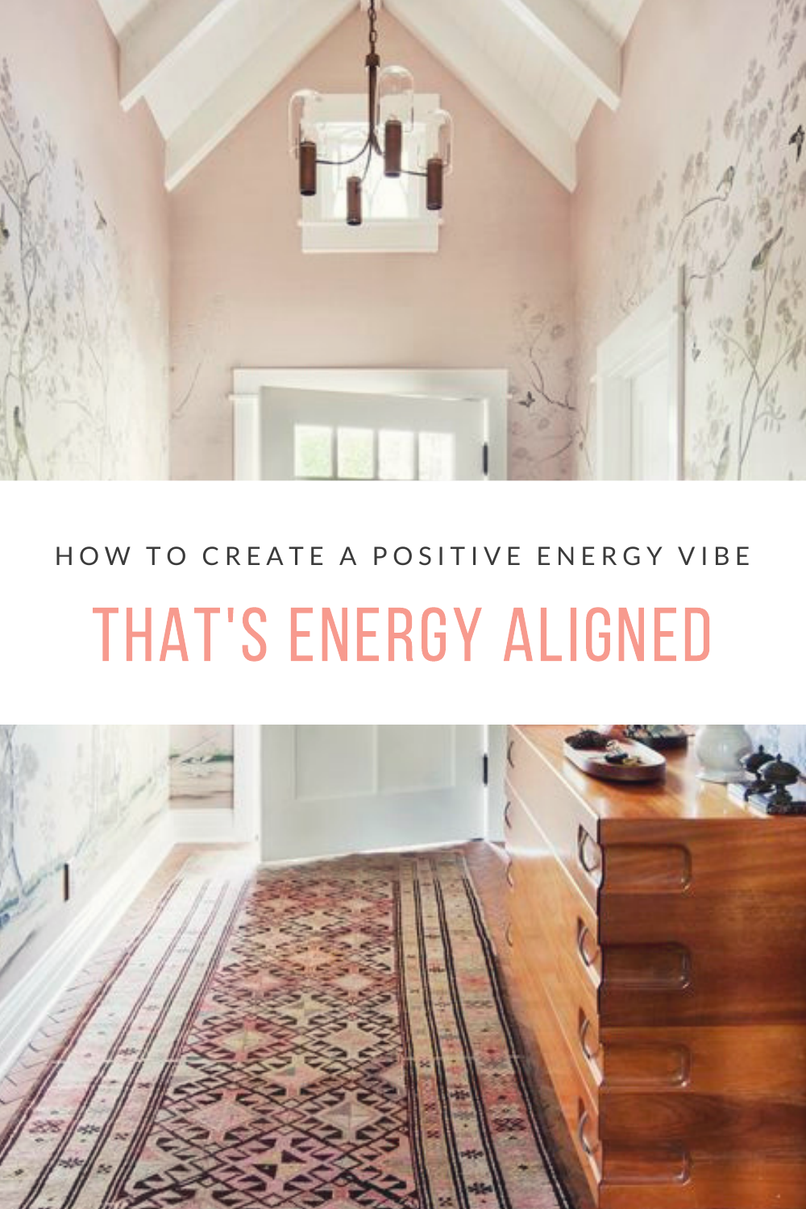HOW TO CREATE A POSITIVE ENERGY VIBE

# THAT'S ENERGY ALIGNED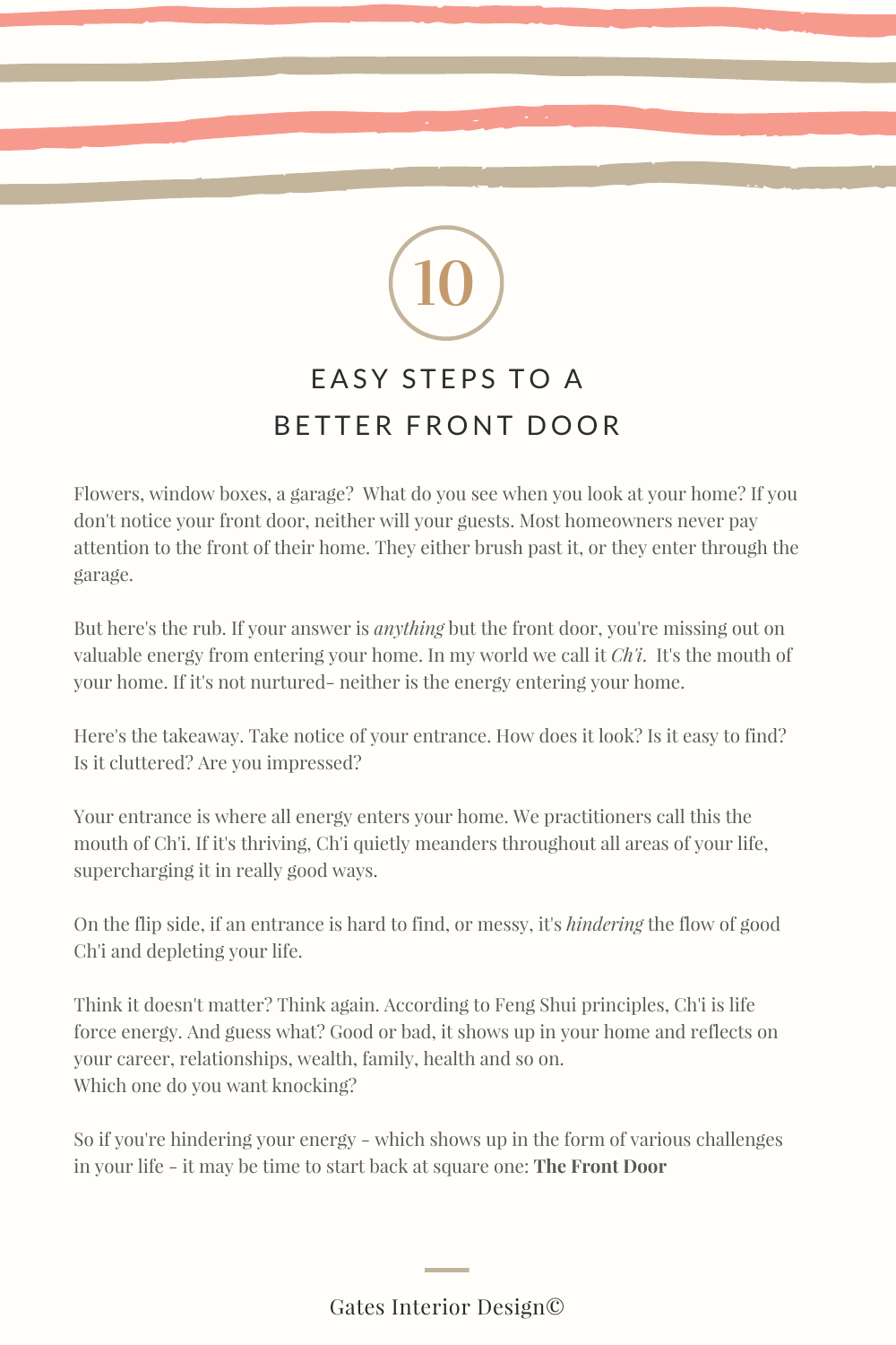# 10

## EASY STEPS TO A BETTER FRONT DOOR

Flowers, window boxes, a garage? What do you see when you look at your home? If you don't notice your front door, neither will your guests. Most homeowners never pay attention to the front of their home. They either brush past it, or they enter through the garage.

But here's the rub. If your answer is *anything* but the front door, you're missing out on valuable energy from entering your home. In my world we call it *Ch'i*. It's the mouth of your home. If it's not nurtured- neither is the energy entering your home.

Here's the takeaway. Take notice of your entrance. How does it look? Is it easy to find? Is it cluttered? Are you impressed?

Your entrance is where all energy enters your home. We practitioners call this the mouth of Ch'i. If it's thriving, Ch'i quietly meanders throughout all areas of your life, supercharging it in really good ways.

On the flip side, if an entrance is hard to find, or messy, it's *hindering* the flow of good Ch'i and depleting your life.

Think it doesn't matter? Think again. According to Feng Shui principles, Ch'i is life force energy. And guess what? Good or bad, it shows up in your home and reflects on your career, relationships, wealth, family, health and so on.
Which one do you want knocking?

So if you're hindering your energy - which shows up in the form of various challenges in your life - it may be time to start back at square one: **The Front Door**

Gates Interior Design©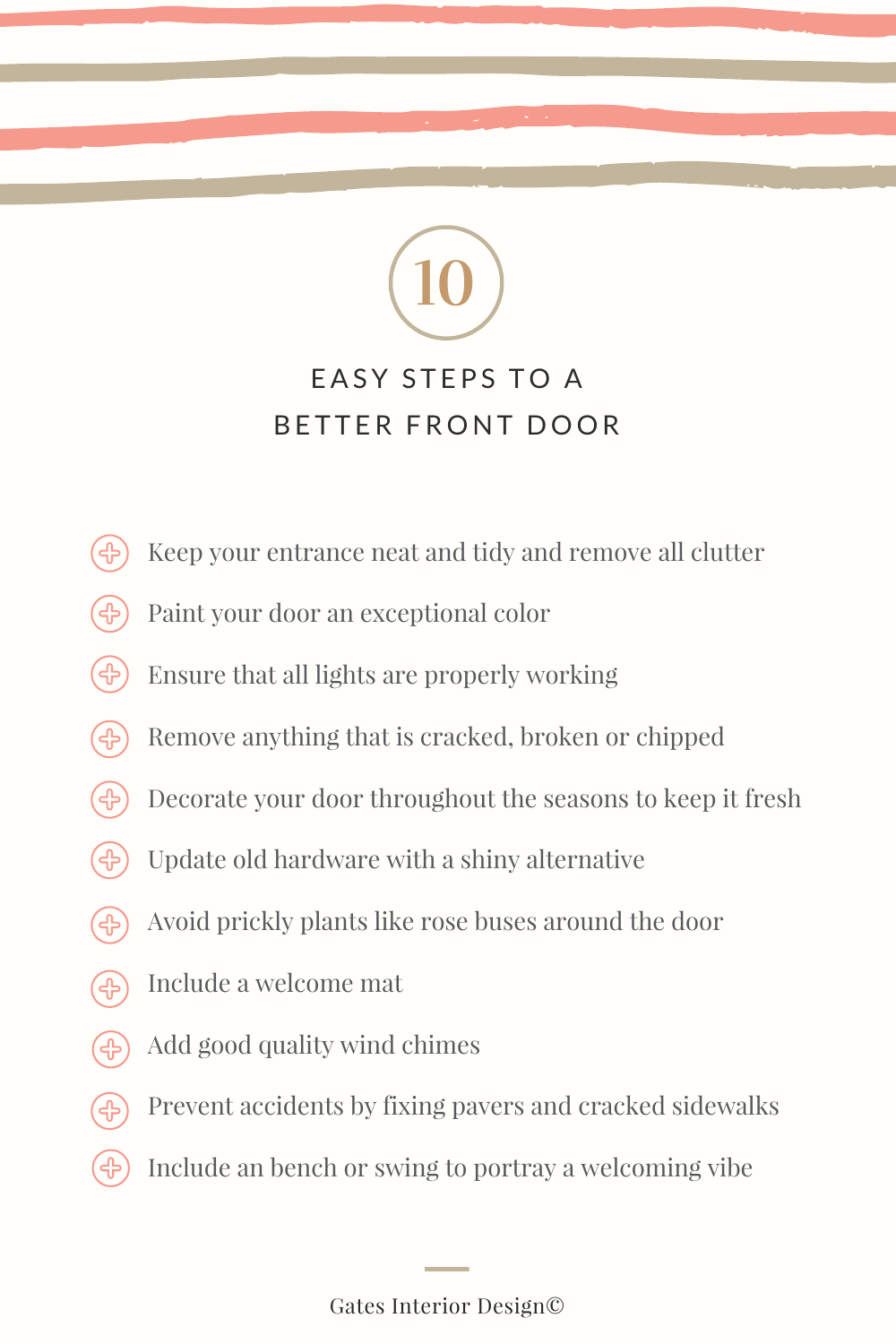# 10

## EASY STEPS TO A BETTER FRONT DOOR

- Keep your entrance neat and tidy and remove all clutter
- Paint your door an exceptional color
- Ensure that all lights are properly working
- Remove anything that is cracked, broken or chipped
- Decorate your door throughout the seasons to keep it fresh
- Update old hardware with a shiny alternative
- Avoid prickly plants like rose buses around the door
- Include a welcome mat
- Add good quality wind chimes
- Prevent accidents by fixing pavers and cracked sidewalks
- Include an bench or swing to portray a welcoming vibe

Gates Interior Design©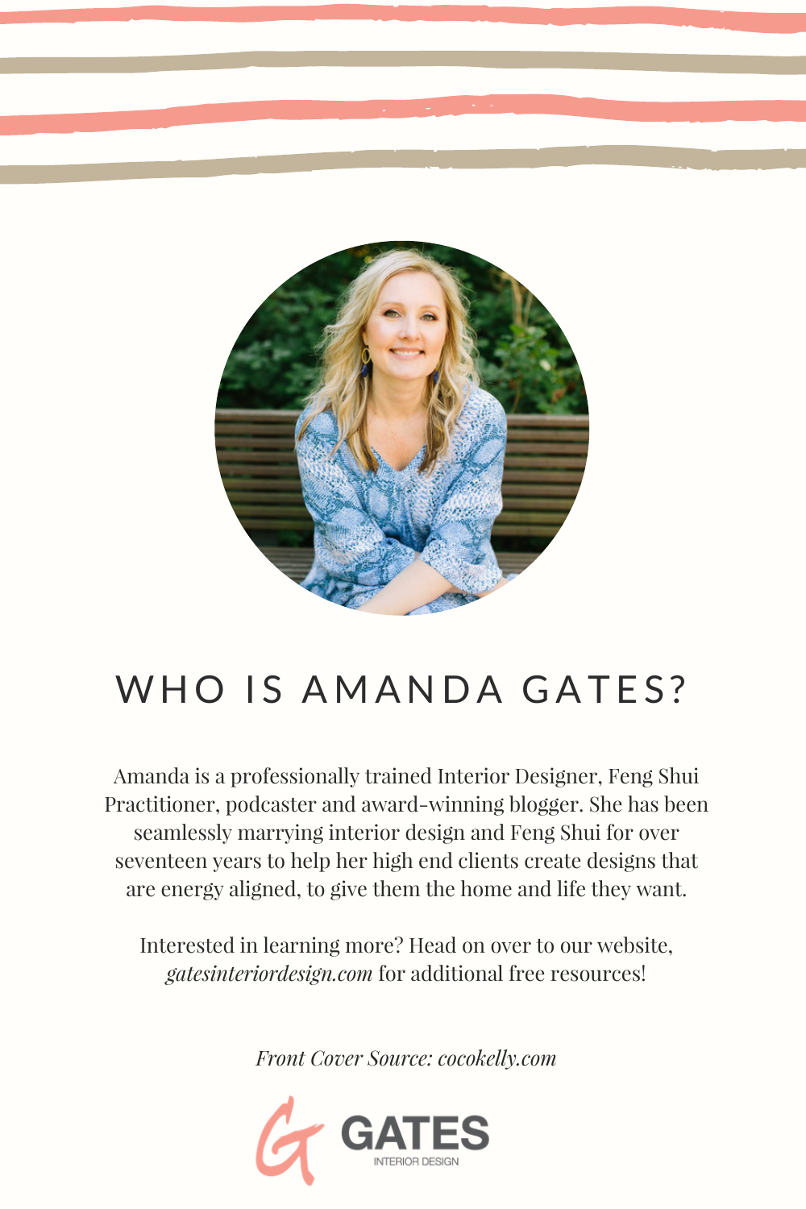## WHO IS AMANDA GATES?

Amanda is a professionally trained Interior Designer, Feng Shui Practitioner, podcaster and award-winning blogger. She has been seamlessly marrying interior design and Feng Shui for over seventeen years to help her high end clients create designs that are energy aligned, to give them the home and life they want.

Interested in learning more? Head on over to our website, *gatesinteriordesign.com* for additional free resources!

*Front Cover Source: cocokelly.com*

GATES
INTERIOR DESIGN